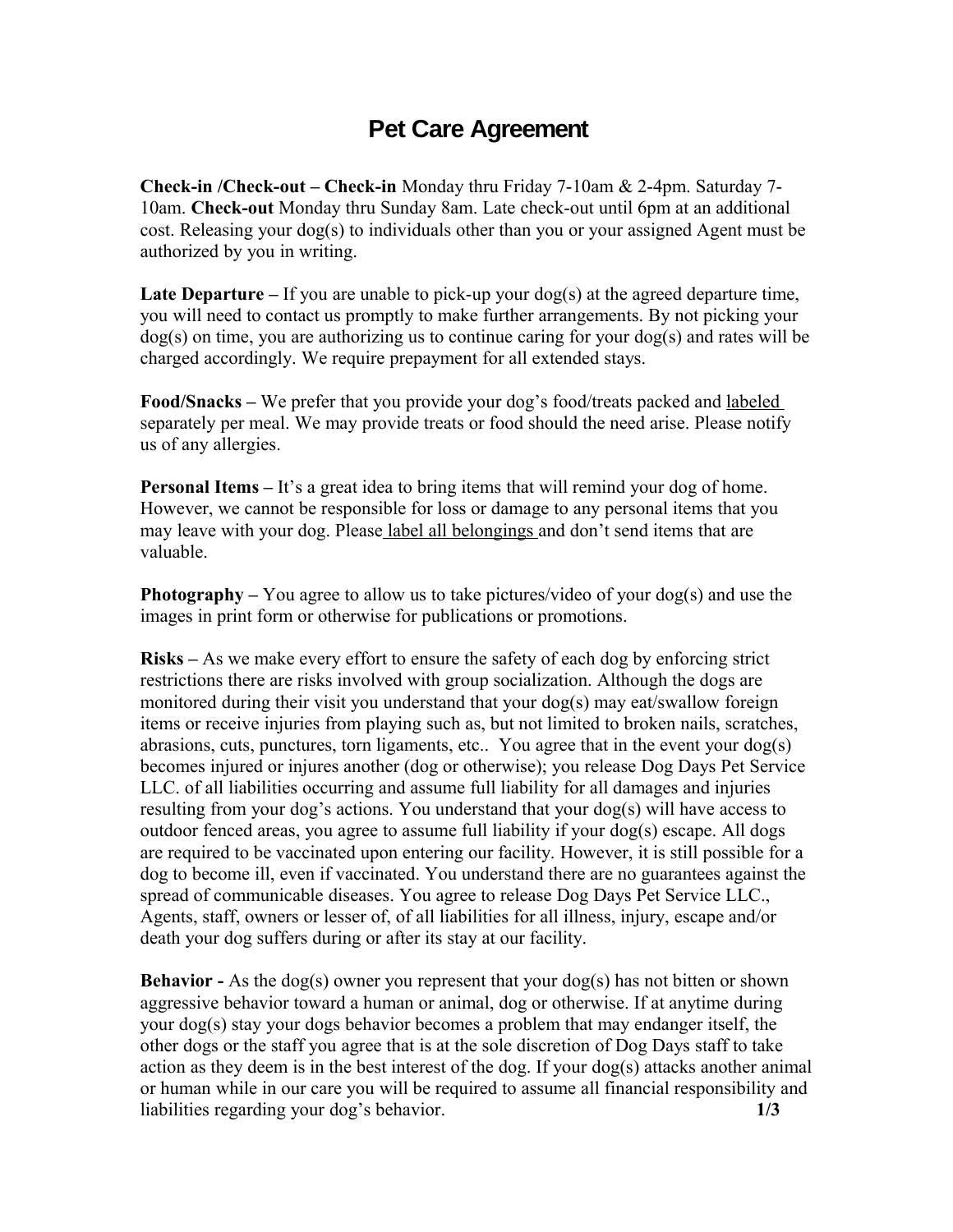# Pet Care Agreement

**Check-in /Check-out – Check-in** Monday thru Friday 7-10am & 2-4pm. Saturday 7-10am. **Check-out** Monday thru Sunday 8am. Late check-out until 6pm at an additional cost. Releasing your dog(s) to individuals other than you or your assigned Agent must be authorized by you in writing.

**Late Departure –** If you are unable to pick-up your dog(s) at the agreed departure time, you will need to contact us promptly to make further arrangements. By not picking your dog(s) on time, you are authorizing us to continue caring for your dog(s) and rates will be charged accordingly. We require prepayment for all extended stays.

**Food/Snacks –** We prefer that you provide your dog's food/treats packed and labeled separately per meal. We may provide treats or food should the need arise. Please notify us of any allergies.

**Personal Items –** It's a great idea to bring items that will remind your dog of home. However, we cannot be responsible for loss or damage to any personal items that you may leave with your dog. Please label all belongings and don't send items that are valuable.

**Photography –** You agree to allow us to take pictures/video of your dog(s) and use the images in print form or otherwise for publications or promotions.

**Risks –** As we make every effort to ensure the safety of each dog by enforcing strict restrictions there are risks involved with group socialization. Although the dogs are monitored during their visit you understand that your dog(s) may eat/swallow foreign items or receive injuries from playing such as, but not limited to broken nails, scratches, abrasions, cuts, punctures, torn ligaments, etc.. You agree that in the event your dog(s) becomes injured or injures another (dog or otherwise); you release Dog Days Pet Service LLC. of all liabilities occurring and assume full liability for all damages and injuries resulting from your dog's actions. You understand that your dog(s) will have access to outdoor fenced areas, you agree to assume full liability if your dog(s) escape. All dogs are required to be vaccinated upon entering our facility. However, it is still possible for a dog to become ill, even if vaccinated. You understand there are no guarantees against the spread of communicable diseases. You agree to release Dog Days Pet Service LLC., Agents, staff, owners or lesser of, of all liabilities for all illness, injury, escape and/or death your dog suffers during or after its stay at our facility.

**Behavior -** As the dog(s) owner you represent that your dog(s) has not bitten or shown aggressive behavior toward a human or animal, dog or otherwise. If at anytime during your dog(s) stay your dogs behavior becomes a problem that may endanger itself, the other dogs or the staff you agree that is at the sole discretion of Dog Days staff to take action as they deem is in the best interest of the dog. If your dog(s) attacks another animal or human while in our care you will be required to assume all financial responsibility and liabilities regarding your dog's behavior.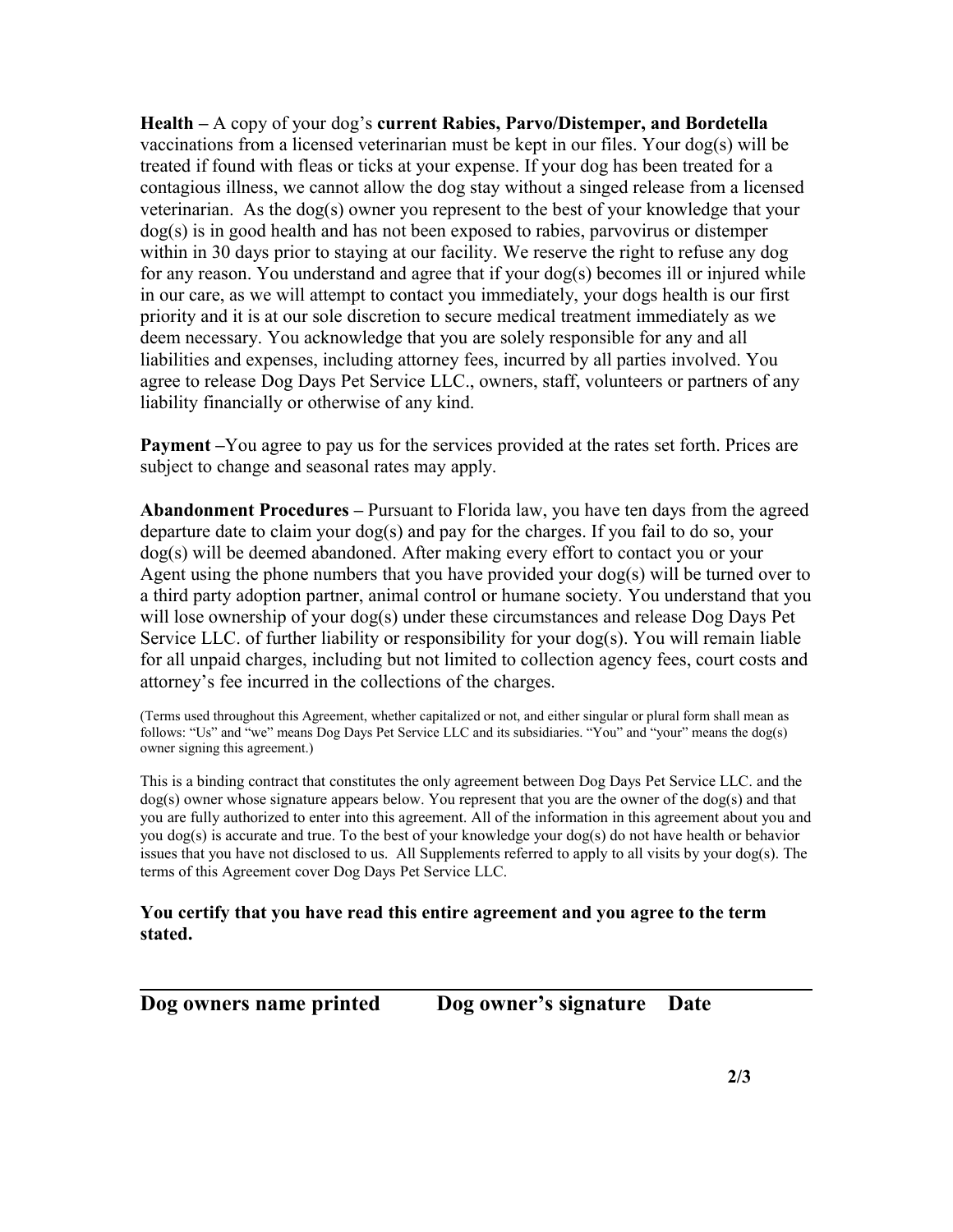**Health –** A copy of your dog's **current Rabies, Parvo/Distemper, and Bordetella** vaccinations from a licensed veterinarian must be kept in our files. Your dog(s) will be treated if found with fleas or ticks at your expense. If your dog has been treated for a contagious illness, we cannot allow the dog stay without a singed release from a licensed veterinarian. As the dog(s) owner you represent to the best of your knowledge that your dog(s) is in good health and has not been exposed to rabies, parvovirus or distemper within in 30 days prior to staying at our facility. We reserve the right to refuse any dog for any reason. You understand and agree that if your dog(s) becomes ill or injured while in our care, as we will attempt to contact you immediately, your dogs health is our first priority and it is at our sole discretion to secure medical treatment immediately as we deem necessary. You acknowledge that you are solely responsible for any and all liabilities and expenses, including attorney fees, incurred by all parties involved. You agree to release Dog Days Pet Service LLC., owners, staff, volunteers or partners of any liability financially or otherwise of any kind.

**Payment –**You agree to pay us for the services provided at the rates set forth. Prices are subject to change and seasonal rates may apply.

**Abandonment Procedures –** Pursuant to Florida law, you have ten days from the agreed departure date to claim your dog(s) and pay for the charges. If you fail to do so, your dog(s) will be deemed abandoned. After making every effort to contact you or your Agent using the phone numbers that you have provided your dog(s) will be turned over to a third party adoption partner, animal control or humane society. You understand that you will lose ownership of your dog(s) under these circumstances and release Dog Days Pet Service LLC. of further liability or responsibility for your dog(s). You will remain liable for all unpaid charges, including but not limited to collection agency fees, court costs and attorney's fee incurred in the collections of the charges.

(Terms used throughout this Agreement, whether capitalized or not, and either singular or plural form shall mean as follows: "Us" and "we" means Dog Days Pet Service LLC and its subsidiaries. "You" and "your" means the dog(s) owner signing this agreement.)

This is a binding contract that constitutes the only agreement between Dog Days Pet Service LLC. and the dog(s) owner whose signature appears below. You represent that you are the owner of the dog(s) and that you are fully authorized to enter into this agreement. All of the information in this agreement about you and you dog(s) is accurate and true. To the best of your knowledge your dog(s) do not have health or behavior issues that you have not disclosed to us. All Supplements referred to apply to all visits by your dog(s). The terms of this Agreement cover Dog Days Pet Service LLC.

**You certify that you have read this entire agreement and you agree to the term stated.**

___

**Dog owners name printed  Dog owner's signature  Date**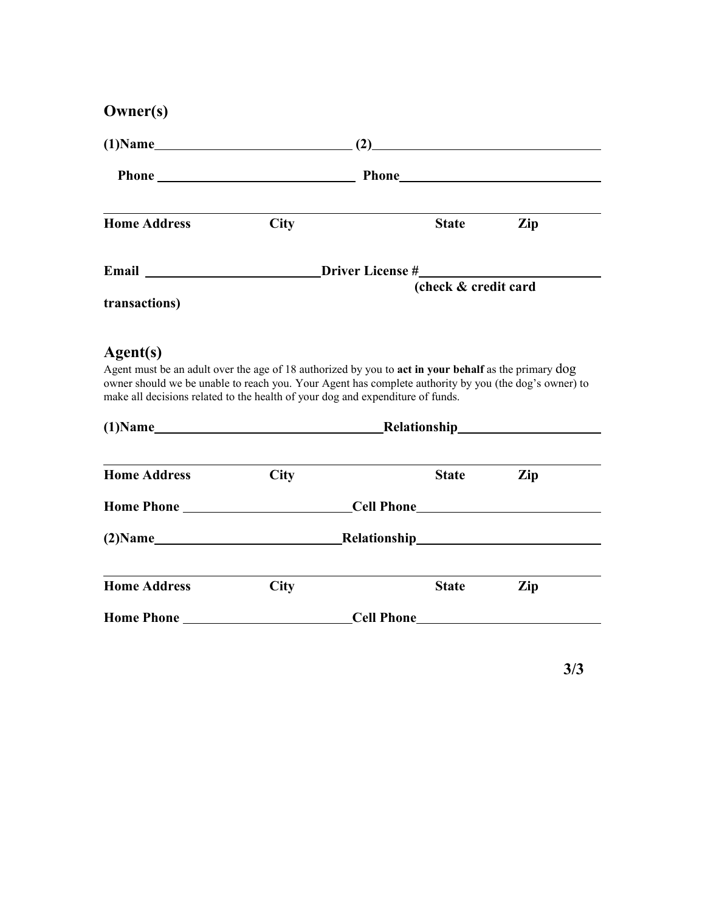## Owner(s)

**(1)Name**\_\_\_\_\_\_\_\_\_\_\_\_\_\_\_\_\_\_\_\_\_\_\_\_\_\_\_\_ **(2)**\_\_\_\_\_\_\_\_\_\_\_\_\_\_\_\_\_\_\_\_\_\_\_\_\_\_\_\_\_\_

**Phone** \_\_\_\_\_\_\_\_\_\_\_\_\_\_\_\_\_\_\_\_\_\_\_\_\_\_\_\_ **Phone**\_\_\_\_\_\_\_\_\_\_\_\_\_\_\_\_\_\_\_\_\_\_\_\_\_\_\_\_

\_\_\_\_\_\_\_\_\_\_\_\_\_\_\_\_\_\_\_\_\_\_\_\_\_\_\_\_\_\_\_\_\_\_\_\_\_\_\_\_\_\_\_\_\_\_\_\_\_\_\_\_\_\_\_\_\_\_\_\_\_\_

**Home Address** **City** **State** **Zip**

**Email** \_\_\_\_\_\_\_\_\_\_\_\_\_\_\_\_\_\_\_\_\_\_\_\_ **Driver License #**\_\_\_\_\_\_\_\_\_\_\_\_\_\_\_\_\_\_\_\_\_\_\_\_\_\_\_\_
**(check & credit card transactions)**

## Agent(s)

Agent must be an adult over the age of 18 authorized by you to **act in your behalf** as the primary dog owner should we be unable to reach you. Your Agent has complete authority by you (the dog's owner) to make all decisions related to the health of your dog and expenditure of funds.

**(1)Name**\_\_\_\_\_\_\_\_\_\_\_\_\_\_\_\_\_\_\_\_\_\_\_\_\_\_\_\_\_\_\_\_ **Relationship**\_\_\_\_\_\_\_\_\_\_\_\_\_\_\_\_\_\_\_\_

\_\_\_\_\_\_\_\_\_\_\_\_\_\_\_\_\_\_\_\_\_\_\_\_\_\_\_\_\_\_\_\_\_\_\_\_\_\_\_\_\_\_\_\_\_\_\_\_\_\_\_\_\_\_\_\_\_\_\_\_\_\_

**Home Address** **City** **State** **Zip**

**Home Phone** \_\_\_\_\_\_\_\_\_\_\_\_\_\_\_\_\_\_\_\_\_\_\_\_ **Cell Phone**\_\_\_\_\_\_\_\_\_\_\_\_\_\_\_\_\_\_\_\_\_\_\_\_

**(2)Name**\_\_\_\_\_\_\_\_\_\_\_\_\_\_\_\_\_\_\_\_\_\_\_\_\_\_ **Relationship**\_\_\_\_\_\_\_\_\_\_\_\_\_\_\_\_\_\_\_\_\_\_\_\_

\_\_\_\_\_\_\_\_\_\_\_\_\_\_\_\_\_\_\_\_\_\_\_\_\_\_\_\_\_\_\_\_\_\_\_\_\_\_\_\_\_\_\_\_\_\_\_\_\_\_\_\_\_\_\_\_\_\_\_\_\_\_

**Home Address** **City** **State** **Zip**

**Home Phone** \_\_\_\_\_\_\_\_\_\_\_\_\_\_\_\_\_\_\_\_\_\_\_\_ **Cell Phone**\_\_\_\_\_\_\_\_\_\_\_\_\_\_\_\_\_\_\_\_\_\_\_\_